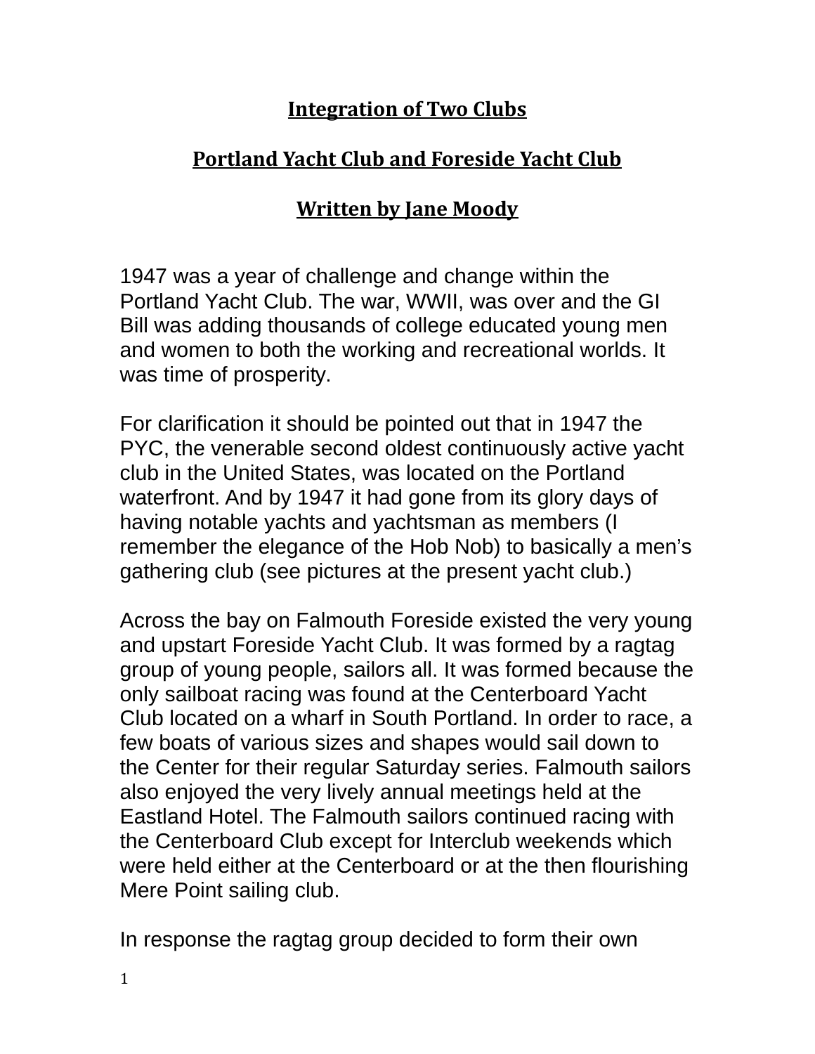# Integration of Two Clubs

## Portland Yacht Club and Foreside Yacht Club

### Written by Jane Moody

1947 was a year of challenge and change within the Portland Yacht Club. The war, WWII, was over and the GI Bill was adding thousands of college educated young men and women to both the working and recreational worlds. It was time of prosperity.

For clarification it should be pointed out that in 1947 the PYC, the venerable second oldest continuously active yacht club in the United States, was located on the Portland waterfront. And by 1947 it had gone from its glory days of having notable yachts and yachtsman as members (I remember the elegance of the Hob Nob) to basically a men's gathering club (see pictures at the present yacht club.)

Across the bay on Falmouth Foreside existed the very young and upstart Foreside Yacht Club. It was formed by a ragtag group of young people, sailors all. It was formed because the only sailboat racing was found at the Centerboard Yacht Club located on a wharf in South Portland. In order to race, a few boats of various sizes and shapes would sail down to the Center for their regular Saturday series. Falmouth sailors also enjoyed the very lively annual meetings held at the Eastland Hotel. The Falmouth sailors continued racing with the Centerboard Club except for Interclub weekends which were held either at the Centerboard or at the then flourishing Mere Point sailing club.

In response the ragtag group decided to form their own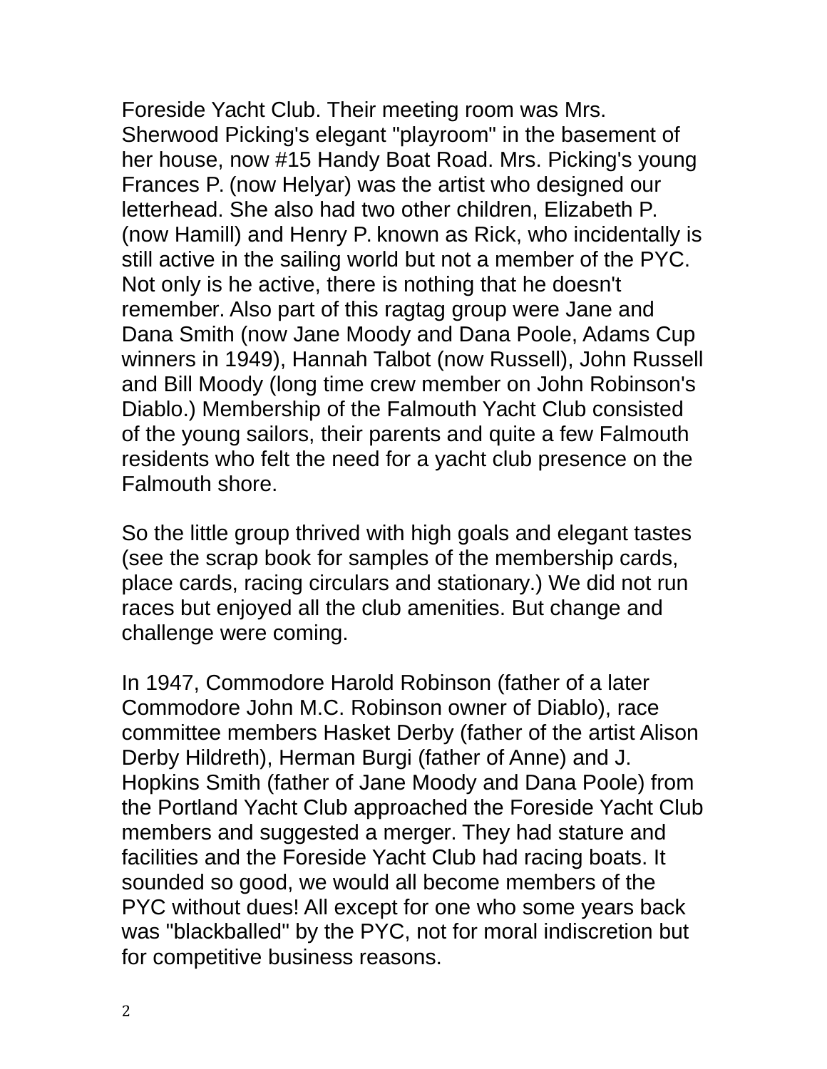Foreside Yacht Club. Their meeting room was Mrs. Sherwood Picking's elegant "playroom" in the basement of her house, now #15 Handy Boat Road. Mrs. Picking's young Frances P. (now Helyar) was the artist who designed our letterhead. She also had two other children, Elizabeth P. (now Hamill) and Henry P. known as Rick, who incidentally is still active in the sailing world but not a member of the PYC. Not only is he active, there is nothing that he doesn't remember. Also part of this ragtag group were Jane and Dana Smith (now Jane Moody and Dana Poole, Adams Cup winners in 1949), Hannah Talbot (now Russell), John Russell and Bill Moody (long time crew member on John Robinson's Diablo.) Membership of the Falmouth Yacht Club consisted of the young sailors, their parents and quite a few Falmouth residents who felt the need for a yacht club presence on the Falmouth shore.

So the little group thrived with high goals and elegant tastes (see the scrap book for samples of the membership cards, place cards, racing circulars and stationary.) We did not run races but enjoyed all the club amenities. But change and challenge were coming.

In 1947, Commodore Harold Robinson (father of a later Commodore John M.C. Robinson owner of Diablo), race committee members Hasket Derby (father of the artist Alison Derby Hildreth), Herman Burgi (father of Anne) and J. Hopkins Smith (father of Jane Moody and Dana Poole) from the Portland Yacht Club approached the Foreside Yacht Club members and suggested a merger. They had stature and facilities and the Foreside Yacht Club had racing boats. It sounded so good, we would all become members of the PYC without dues! All except for one who some years back was "blackballed" by the PYC, not for moral indiscretion but for competitive business reasons.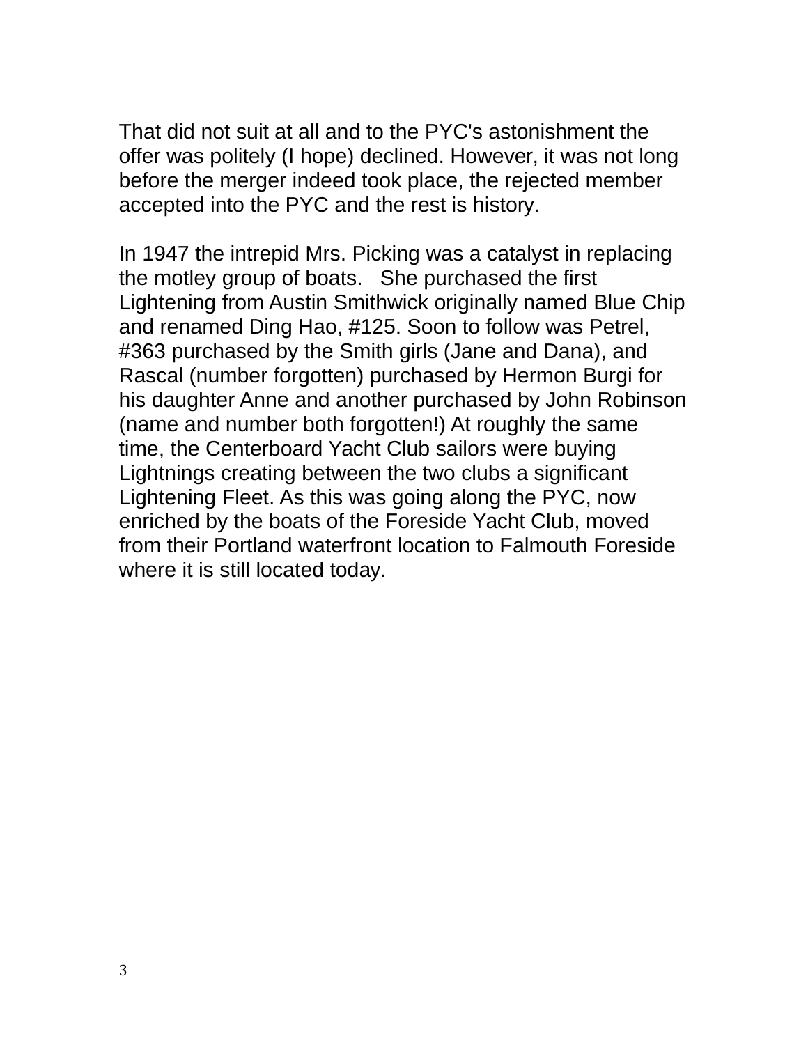That did not suit at all and to the PYC's astonishment the offer was politely (I hope) declined. However, it was not long before the merger indeed took place, the rejected member accepted into the PYC and the rest is history.

In 1947 the intrepid Mrs. Picking was a catalyst in replacing the motley group of boats. She purchased the first Lightening from Austin Smithwick originally named Blue Chip and renamed Ding Hao, #125. Soon to follow was Petrel, #363 purchased by the Smith girls (Jane and Dana), and Rascal (number forgotten) purchased by Hermon Burgi for his daughter Anne and another purchased by John Robinson (name and number both forgotten!) At roughly the same time, the Centerboard Yacht Club sailors were buying Lightnings creating between the two clubs a significant Lightening Fleet. As this was going along the PYC, now enriched by the boats of the Foreside Yacht Club, moved from their Portland waterfront location to Falmouth Foreside where it is still located today.